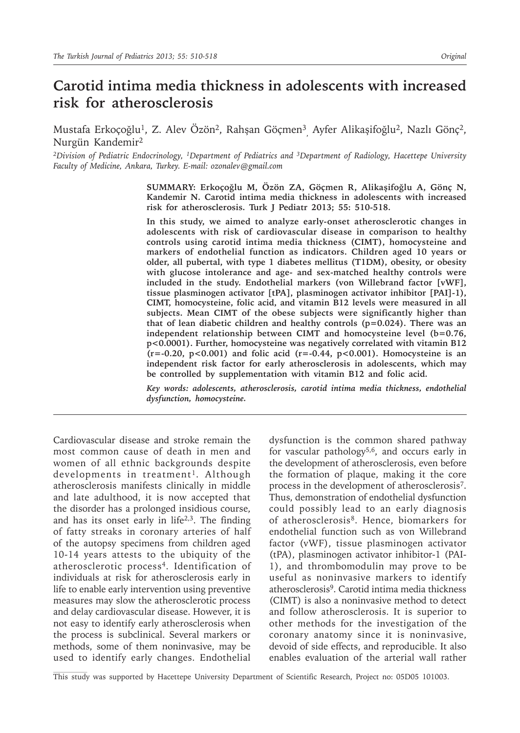# Carotid intima media thickness in adolescents with increased risk for atherosclerosis

Mustafa Erkoçoğlu[1], Z. Alev Özön[2], Rahşan Göçmen[3], Ayfer Alikaşifoğlu[2], Nazlı Gönç[2], Nurgün Kandemir[2]

*[2]Division of Pediatric Endocrinology, [1]Department of Pediatrics and [3]Department of Radiology, Hacettepe University Faculty of Medicine, Ankara, Turkey. E-mail: ozonalev@gmail.com*

**SUMMARY: Erkoçoğlu M, Özön ZA, Göçmen R, Alikaşifoğlu A, Gönç N, Kandemir N. Carotid intima media thickness in adolescents with increased risk for atherosclerosis. Turk J Pediatr 2013; 55: 510-518.**

**In this study, we aimed to analyze early-onset atherosclerotic changes in adolescents with risk of cardiovascular disease in comparison to healthy controls using carotid intima media thickness (CIMT), homocysteine and markers of endothelial function as indicators. Children aged 10 years or older, all pubertal, with type 1 diabetes mellitus (T1DM), obesity, or obesity with glucose intolerance and age- and sex-matched healthy controls were included in the study. Endothelial markers (von Willebrand factor [vWF], tissue plasminogen activator [tPA], plasminogen activator inhibitor [PAI]-1), CIMT, homocysteine, folic acid, and vitamin B12 levels were measured in all subjects. Mean CIMT of the obese subjects were significantly higher than that of lean diabetic children and healthy controls ($p=0.024$). There was an independent relationship between CIMT and homocysteine level ($b=0.76$, $p<0.0001$). Further, homocysteine was negatively correlated with vitamin B12 ($r=-0.20$, $p<0.001$) and folic acid ($r=-0.44$, $p<0.001$). Homocysteine is an independent risk factor for early atherosclerosis in adolescents, which may be controlled by supplementation with vitamin B12 and folic acid.**

***Key words: adolescents, atherosclerosis, carotid intima media thickness, endothelial dysfunction, homocysteine.***

Cardiovascular disease and stroke remain the most common cause of death in men and women of all ethnic backgrounds despite developments in treatment[1]. Although atherosclerosis manifests clinically in middle and late adulthood, it is now accepted that the disorder has a prolonged insidious course, and has its onset early in life[2,3]. The finding of fatty streaks in coronary arteries of half of the autopsy specimens from children aged 10-14 years attests to the ubiquity of the atherosclerotic process[4]. Identification of individuals at risk for atherosclerosis early in life to enable early intervention using preventive measures may slow the atherosclerotic process and delay cardiovascular disease. However, it is not easy to identify early atherosclerosis when the process is subclinical. Several markers or methods, some of them noninvasive, may be used to identify early changes. Endothelial dysfunction is the common shared pathway for vascular pathology[5,6], and occurs early in the development of atherosclerosis, even before the formation of plaque, making it the core process in the development of atherosclerosis[7]. Thus, demonstration of endothelial dysfunction could possibly lead to an early diagnosis of atherosclerosis[8]. Hence, biomarkers for endothelial function such as von Willebrand factor (vWF), tissue plasminogen activator (tPA), plasminogen activator inhibitor-1 (PAI-1), and thrombomodulin may prove to be useful as noninvasive markers to identify atherosclerosis[9]. Carotid intima media thickness (CIMT) is also a noninvasive method to detect and follow atherosclerosis. It is superior to other methods for the investigation of the coronary anatomy since it is noninvasive, devoid of side effects, and reproducible. It also enables evaluation of the arterial wall rather

This study was supported by Hacettepe University Department of Scientific Research, Project no: 05D05 101003.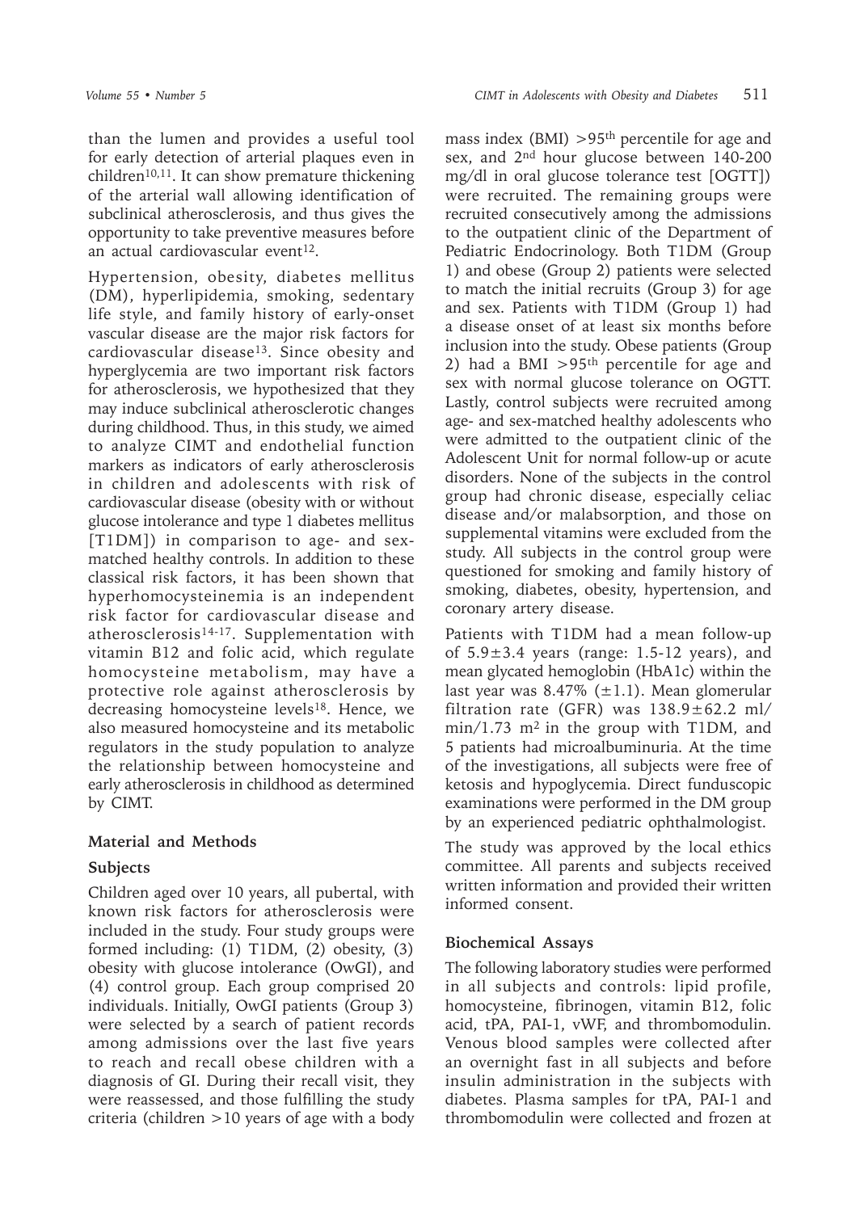than the lumen and provides a useful tool for early detection of arterial plaques even in children[10,11]. It can show premature thickening of the arterial wall allowing identification of subclinical atherosclerosis, and thus gives the opportunity to take preventive measures before an actual cardiovascular event[12].

Hypertension, obesity, diabetes mellitus (DM), hyperlipidemia, smoking, sedentary life style, and family history of early-onset vascular disease are the major risk factors for cardiovascular disease[13]. Since obesity and hyperglycemia are two important risk factors for atherosclerosis, we hypothesized that they may induce subclinical atherosclerotic changes during childhood. Thus, in this study, we aimed to analyze CIMT and endothelial function markers as indicators of early atherosclerosis in children and adolescents with risk of cardiovascular disease (obesity with or without glucose intolerance and type 1 diabetes mellitus [T1DM]) in comparison to age- and sex-matched healthy controls. In addition to these classical risk factors, it has been shown that hyperhomocysteinemia is an independent risk factor for cardiovascular disease and atherosclerosis[14-17]. Supplementation with vitamin B12 and folic acid, which regulate homocysteine metabolism, may have a protective role against atherosclerosis by decreasing homocysteine levels[18]. Hence, we also measured homocysteine and its metabolic regulators in the study population to analyze the relationship between homocysteine and early atherosclerosis in childhood as determined by CIMT.

## Material and Methods

### Subjects

Children aged over 10 years, all pubertal, with known risk factors for atherosclerosis were included in the study. Four study groups were formed including: (1) T1DM, (2) obesity, (3) obesity with glucose intolerance (OwGI), and (4) control group. Each group comprised 20 individuals. Initially, OwGI patients (Group 3) were selected by a search of patient records among admissions over the last five years to reach and recall obese children with a diagnosis of GI. During their recall visit, they were reassessed, and those fulfilling the study criteria (children >10 years of age with a body mass index (BMI) >95[th] percentile for age and sex, and 2[nd] hour glucose between 140-200 mg/dl in oral glucose tolerance test [OGTT]) were recruited. The remaining groups were recruited consecutively among the admissions to the outpatient clinic of the Department of Pediatric Endocrinology. Both T1DM (Group 1) and obese (Group 2) patients were selected to match the initial recruits (Group 3) for age and sex. Patients with T1DM (Group 1) had a disease onset of at least six months before inclusion into the study. Obese patients (Group 2) had a BMI >95[th] percentile for age and sex with normal glucose tolerance on OGTT. Lastly, control subjects were recruited among age- and sex-matched healthy adolescents who were admitted to the outpatient clinic of the Adolescent Unit for normal follow-up or acute disorders. None of the subjects in the control group had chronic disease, especially celiac disease and/or malabsorption, and those on supplemental vitamins were excluded from the study. All subjects in the control group were questioned for smoking and family history of smoking, diabetes, obesity, hypertension, and coronary artery disease.

Patients with T1DM had a mean follow-up of 5.9±3.4 years (range: 1.5-12 years), and mean glycated hemoglobin (HbA1c) within the last year was 8.47% (±1.1). Mean glomerular filtration rate (GFR) was 138.9±62.2 ml/min/1.73 $m^2$ in the group with T1DM, and 5 patients had microalbuminuria. At the time of the investigations, all subjects were free of ketosis and hypoglycemia. Direct funduscopic examinations were performed in the DM group by an experienced pediatric ophthalmologist.

The study was approved by the local ethics committee. All parents and subjects received written information and provided their written informed consent.

### Biochemical Assays

The following laboratory studies were performed in all subjects and controls: lipid profile, homocysteine, fibrinogen, vitamin B12, folic acid, tPA, PAI-1, vWF, and thrombomodulin. Venous blood samples were collected after an overnight fast in all subjects and before insulin administration in the subjects with diabetes. Plasma samples for tPA, PAI-1 and thrombomodulin were collected and frozen at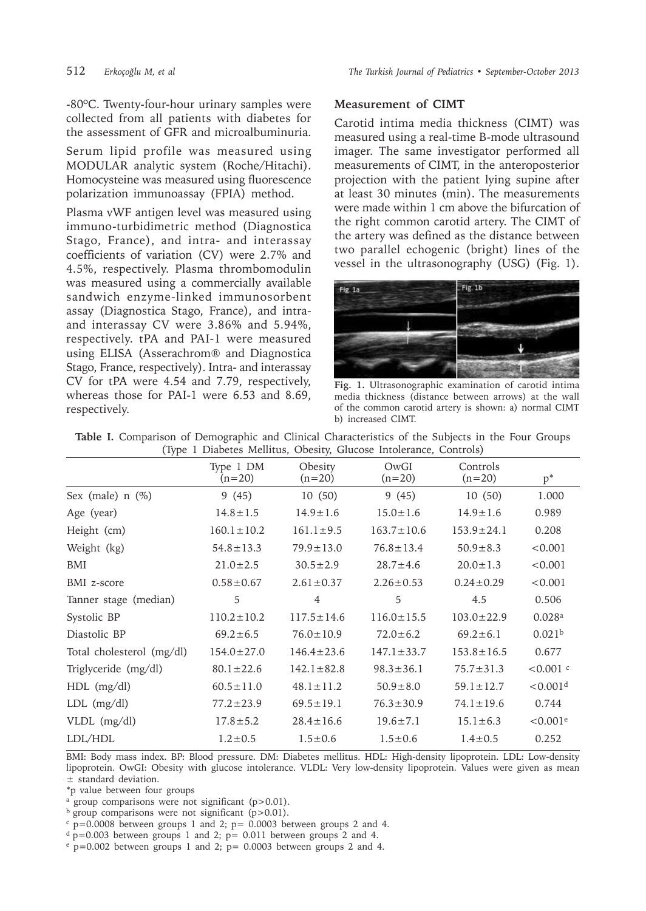-80ºC. Twenty-four-hour urinary samples were collected from all patients with diabetes for the assessment of GFR and microalbuminuria.

Serum lipid profile was measured using MODULAR analytic system (Roche/Hitachi). Homocysteine was measured using fluorescence polarization immunoassay (FPIA) method.

Plasma vWF antigen level was measured using immuno-turbidimetric method (Diagnostica Stago, France), and intra- and interassay coefficients of variation (CV) were 2.7% and 4.5%, respectively. Plasma thrombomodulin was measured using a commercially available sandwich enzyme-linked immunosorbent assay (Diagnostica Stago, France), and intra- and interassay CV were 3.86% and 5.94%, respectively. tPA and PAI-1 were measured using ELISA (Asserachrom® and Diagnostica Stago, France, respectively). Intra- and interassay CV for tPA were 4.54 and 7.79, respectively, whereas those for PAI-1 were 6.53 and 8.69, respectively.

### Measurement of CIMT

Carotid intima media thickness (CIMT) was measured using a real-time B-mode ultrasound imager. The same investigator performed all measurements of CIMT, in the anteroposterior projection with the patient lying supine after at least 30 minutes (min). The measurements were made within 1 cm above the bifurcation of the right common carotid artery. The CIMT of the artery was defined as the distance between two parallel echogenic (bright) lines of the vessel in the ultrasonography (USG) (Fig. 1).

**Fig. 1.** Ultrasonographic examination of carotid intima media thickness (distance between arrows) at the wall of the common carotid artery is shown: a) normal CIMT b) increased CIMT.

**Table I.** Comparison of Demographic and Clinical Characteristics of the Subjects in the Four Groups (Type 1 Diabetes Mellitus, Obesity, Glucose Intolerance, Controls)

| | Type 1 DM (n=20) | Obesity (n=20) | OwGI (n=20) | Controls (n=20) | p* |
|---|---|---|---|---|---|
| Sex (male) n (%) | 9 (45) | 10 (50) | 9 (45) | 10 (50) | 1.000 |
| Age (year) | 14.8±1.5 | 14.9±1.6 | 15.0±1.6 | 14.9±1.6 | 0.989 |
| Height (cm) | 160.1±10.2 | 161.1±9.5 | 163.7±10.6 | 153.9±24.1 | 0.208 |
| Weight (kg) | 54.8±13.3 | 79.9±13.0 | 76.8±13.4 | 50.9±8.3 | <0.001 |
| BMI | 21.0±2.5 | 30.5±2.9 | 28.7±4.6 | 20.0±1.3 | <0.001 |
| BMI z-score | 0.58±0.67 | 2.61±0.37 | 2.26±0.53 | 0.24±0.29 | <0.001 |
| Tanner stage (median) | 5 | 4 | 5 | 4.5 | 0.506 |
| Systolic BP | 110.2±10.2 | 117.5±14.6 | 116.0±15.5 | 103.0±22.9 | 0.028[a] |
| Diastolic BP | 69.2±6.5 | 76.0±10.9 | 72.0±6.2 | 69.2±6.1 | 0.021[b] |
| Total cholesterol (mg/dl) | 154.0±27.0 | 146.4±23.6 | 147.1±33.7 | 153.8±16.5 | 0.677 |
| Triglyceride (mg/dl) | 80.1±22.6 | 142.1±82.8 | 98.3±36.1 | 75.7±31.3 | <0.001 [c] |
| HDL (mg/dl) | 60.5±11.0 | 48.1±11.2 | 50.9±8.0 | 59.1±12.7 | <0.001[d] |
| LDL (mg/dl) | 77.2±23.9 | 69.5±19.1 | 76.3±30.9 | 74.1±19.6 | 0.744 |
| VLDL (mg/dl) | 17.8±5.2 | 28.4±16.6 | 19.6±7.1 | 15.1±6.3 | <0.001[e] |
| LDL/HDL | 1.2±0.5 | 1.5±0.6 | 1.5±0.6 | 1.4±0.5 | 0.252 |

BMI: Body mass index. BP: Blood pressure. DM: Diabetes mellitus. HDL: High-density lipoprotein. LDL: Low-density lipoprotein. OwGI: Obesity with glucose intolerance. VLDL: Very low-density lipoprotein. Values were given as mean ± standard deviation.

*p value between four groups

[a] group comparisons were not significant (p>0.01).

[b] group comparisons were not significant (p>0.01).

[c] p=0.0008 between groups 1 and 2; p= 0.0003 between groups 2 and 4.

[d] p=0.003 between groups 1 and 2; p= 0.011 between groups 2 and 4.

[e] p=0.002 between groups 1 and 2; p= 0.0003 between groups 2 and 4.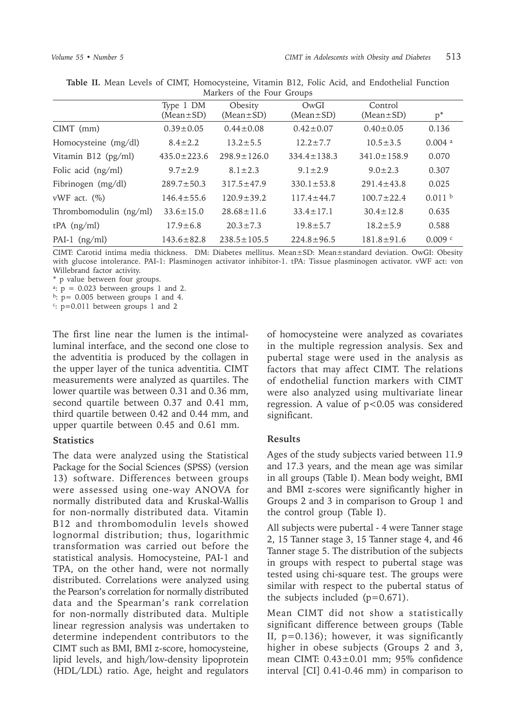**Table II.** Mean Levels of CIMT, Homocysteine, Vitamin B12, Folic Acid, and Endothelial Function Markers of the Four Groups

| | Type 1 DM (Mean±SD) | Obesity (Mean±SD) | OwGI (Mean±SD) | Control (Mean±SD) | p* |
|---|---|---|---|---|---|
| CIMT (mm) | 0.39±0.05 | 0.44±0.08 | 0.42±0.07 | 0.40±0.05 | 0.136 |
| Homocysteine (mg/dl) | 8.4±2.2 | 13.2±5.5 | 12.2±7.7 | 10.5±3.5 | 0.004 [a] |
| Vitamin B12 (pg/ml) | 435.0±223.6 | 298.9±126.0 | 334.4±138.3 | 341.0±158.9 | 0.070 |
| Folic acid (ng/ml) | 9.7±2.9 | 8.1±2.3 | 9.1±2.9 | 9.0±2.3 | 0.307 |
| Fibrinogen (mg/dl) | 289.7±50.3 | 317.5±47.9 | 330.1±53.8 | 291.4±43.8 | 0.025 |
| vWF act. (%) | 146.4±55.6 | 120.9±39.2 | 117.4±44.7 | 100.7±22.4 | 0.011 [b] |
| Thrombomodulin (ng/ml) | 33.6±15.0 | 28.68±11.6 | 33.4±17.1 | 30.4±12.8 | 0.635 |
| tPA (ng/ml) | 17.9±6.8 | 20.3±7.3 | 19.8±5.7 | 18.2±5.9 | 0.588 |
| PAI-1 (ng/ml) | 143.6±82.8 | 238.5±105.5 | 224.8±96.5 | 181.8±91.6 | 0.009 [c] |

CIMT: Carotid intima media thickness. DM: Diabetes mellitus. Mean±SD: Mean±standard deviation. OwGI: Obesity with glucose intolerance. PAI-1: Plasminogen activator inhibitor-1. tPA: Tissue plasminogen activator. vWF act: von Willebrand factor activity.

\* p value between four groups.

[a]: $p = 0.023$ between groups 1 and 2.

[b]: $p = 0.005$ between groups 1 and 4.

[c]: $p = 0.011$ between groups 1 and 2

The first line near the lumen is the intimal-luminal interface, and the second one close to the adventitia is produced by the collagen in the upper layer of the tunica adventitia. CIMT measurements were analyzed as quartiles. The lower quartile was between 0.31 and 0.36 mm, second quartile between 0.37 and 0.41 mm, third quartile between 0.42 and 0.44 mm, and upper quartile between 0.45 and 0.61 mm.

### Statistics

The data were analyzed using the Statistical Package for the Social Sciences (SPSS) (version 13) software. Differences between groups were assessed using one-way ANOVA for normally distributed data and Kruskal-Wallis for non-normally distributed data. Vitamin B12 and thrombomodulin levels showed lognormal distribution; thus, logarithmic transformation was carried out before the statistical analysis. Homocysteine, PAI-1 and TPA, on the other hand, were not normally distributed. Correlations were analyzed using the Pearson's correlation for normally distributed data and the Spearman's rank correlation for non-normally distributed data. Multiple linear regression analysis was undertaken to determine independent contributors to the CIMT such as BMI, BMI z-score, homocysteine, lipid levels, and high/low-density lipoprotein (HDL/LDL) ratio. Age, height and regulators of homocysteine were analyzed as covariates in the multiple regression analysis. Sex and pubertal stage were used in the analysis as factors that may affect CIMT. The relations of endothelial function markers with CIMT were also analyzed using multivariate linear regression. A value of $p<0.05$ was considered significant.

### Results

Ages of the study subjects varied between 11.9 and 17.3 years, and the mean age was similar in all groups (Table I). Mean body weight, BMI and BMI z-scores were significantly higher in Groups 2 and 3 in comparison to Group 1 and the control group (Table I).

All subjects were pubertal - 4 were Tanner stage 2, 15 Tanner stage 3, 15 Tanner stage 4, and 46 Tanner stage 5. The distribution of the subjects in groups with respect to pubertal stage was tested using chi-square test. The groups were similar with respect to the pubertal status of the subjects included ($p=0.671$).

Mean CIMT did not show a statistically significant difference between groups (Table II, $p=0.136$); however, it was significantly higher in obese subjects (Groups 2 and 3, mean CIMT: 0.43±0.01 mm; 95% confidence interval [CI] 0.41-0.46 mm) in comparison to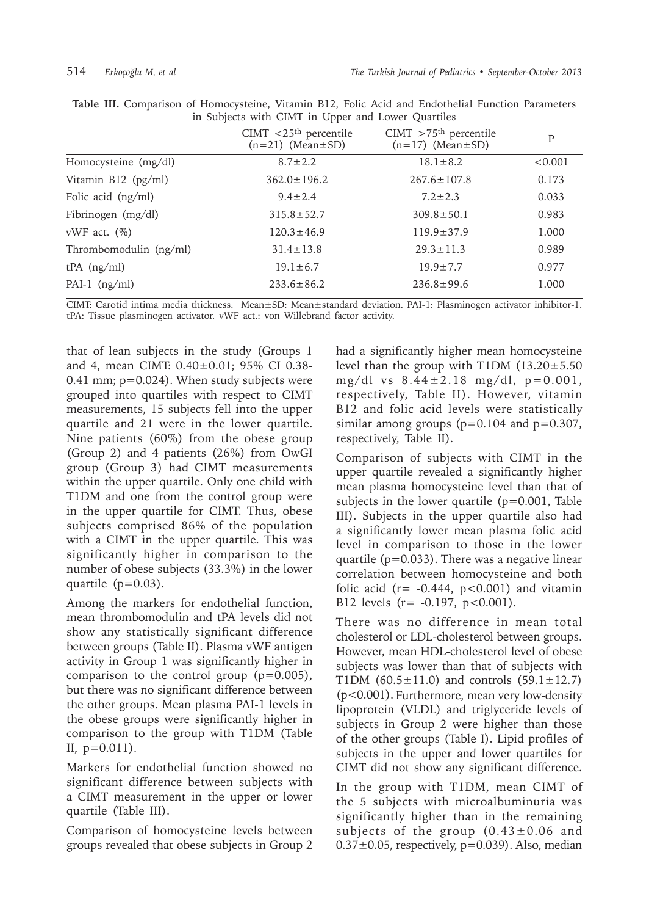**Table III.** Comparison of Homocysteine, Vitamin B12, Folic Acid and Endothelial Function Parameters in Subjects with CIMT in Upper and Lower Quartiles

| | CIMT <25th percentile (n=21) (Mean±SD) | CIMT >75th percentile (n=17) (Mean±SD) | P |
|---|---|---|---|
| Homocysteine (mg/dl) | 8.7±2.2 | 18.1±8.2 | <0.001 |
| Vitamin B12 (pg/ml) | 362.0±196.2 | 267.6±107.8 | 0.173 |
| Folic acid (ng/ml) | 9.4±2.4 | 7.2±2.3 | 0.033 |
| Fibrinogen (mg/dl) | 315.8±52.7 | 309.8±50.1 | 0.983 |
| vWF act. (%) | 120.3±46.9 | 119.9±37.9 | 1.000 |
| Thrombomodulin (ng/ml) | 31.4±13.8 | 29.3±11.3 | 0.989 |
| tPA (ng/ml) | 19.1±6.7 | 19.9±7.7 | 0.977 |
| PAI-1 (ng/ml) | 233.6±86.2 | 236.8±99.6 | 1.000 |

CIMT: Carotid intima media thickness. Mean±SD: Mean±standard deviation. PAI-1: Plasminogen activator inhibitor-1. tPA: Tissue plasminogen activator. vWF act.: von Willebrand factor activity.

that of lean subjects in the study (Groups 1 and 4, mean CIMT: 0.40±0.01; 95% CI 0.38-0.41 mm; p=0.024). When study subjects were grouped into quartiles with respect to CIMT measurements, 15 subjects fell into the upper quartile and 21 were in the lower quartile. Nine patients (60%) from the obese group (Group 2) and 4 patients (26%) from OwGI group (Group 3) had CIMT measurements within the upper quartile. Only one child with T1DM and one from the control group were in the upper quartile for CIMT. Thus, obese subjects comprised 86% of the population with a CIMT in the upper quartile. This was significantly higher in comparison to the number of obese subjects (33.3%) in the lower quartile (p=0.03).

Among the markers for endothelial function, mean thrombomodulin and tPA levels did not show any statistically significant difference between groups (Table II). Plasma vWF antigen activity in Group 1 was significantly higher in comparison to the control group (p=0.005), but there was no significant difference between the other groups. Mean plasma PAI-1 levels in the obese groups were significantly higher in comparison to the group with T1DM (Table II, p=0.011).

Markers for endothelial function showed no significant difference between subjects with a CIMT measurement in the upper or lower quartile (Table III).

Comparison of homocysteine levels between groups revealed that obese subjects in Group 2 had a significantly higher mean homocysteine level than the group with T1DM (13.20±5.50 mg/dl vs 8.44±2.18 mg/dl, p=0.001, respectively, Table II). However, vitamin B12 and folic acid levels were statistically similar among groups (p=0.104 and p=0.307, respectively, Table II).

Comparison of subjects with CIMT in the upper quartile revealed a significantly higher mean plasma homocysteine level than that of subjects in the lower quartile (p=0.001, Table III). Subjects in the upper quartile also had a significantly lower mean plasma folic acid level in comparison to those in the lower quartile (p=0.033). There was a negative linear correlation between homocysteine and both folic acid (r= -0.444, p<0.001) and vitamin B12 levels (r= -0.197, p<0.001).

There was no difference in mean total cholesterol or LDL-cholesterol between groups. However, mean HDL-cholesterol level of obese subjects was lower than that of subjects with T1DM (60.5±11.0) and controls (59.1±12.7) (p<0.001). Furthermore, mean very low-density lipoprotein (VLDL) and triglyceride levels of subjects in Group 2 were higher than those of the other groups (Table I). Lipid profiles of subjects in the upper and lower quartiles for CIMT did not show any significant difference.

In the group with T1DM, mean CIMT of the 5 subjects with microalbuminuria was significantly higher than in the remaining subjects of the group (0.43±0.06 and 0.37±0.05, respectively, p=0.039). Also, median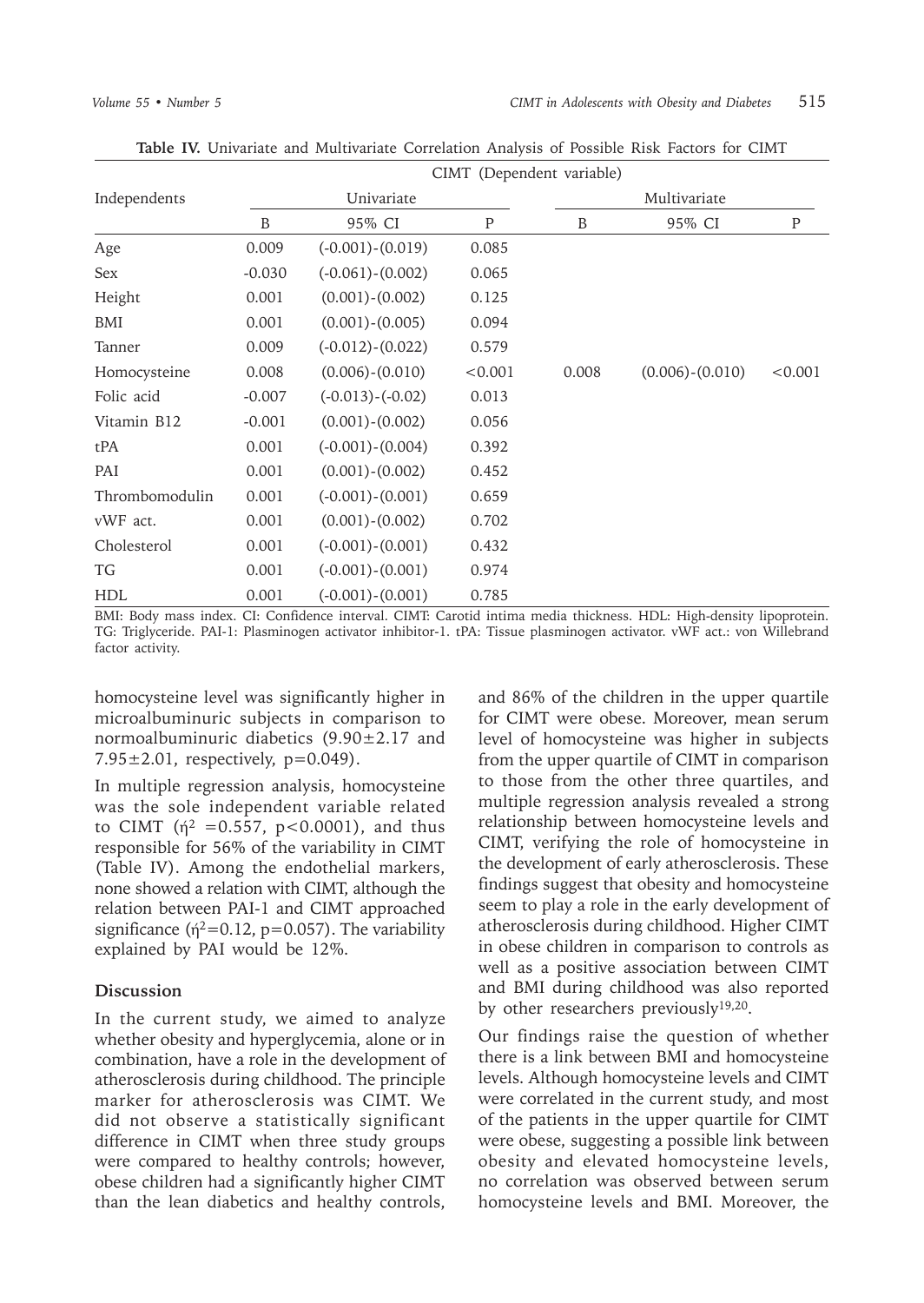**Table IV.** Univariate and Multivariate Correlation Analysis of Possible Risk Factors for CIMT

| Independents | CIMT (Dependent variable) | | | | | |
|---|---|---|---|---|---|---|
| | Univariate | | | Multivariate | | |
| | B | 95% CI | P | B | 95% CI | P |
| Age | 0.009 | (-0.001)-(0.019) | 0.085 | | | |
| Sex | -0.030 | (-0.061)-(0.002) | 0.065 | | | |
| Height | 0.001 | (0.001)-(0.002) | 0.125 | | | |
| BMI | 0.001 | (0.001)-(0.005) | 0.094 | | | |
| Tanner | 0.009 | (-0.012)-(0.022) | 0.579 | | | |
| Homocysteine | 0.008 | (0.006)-(0.010) | <0.001 | 0.008 | (0.006)-(0.010) | <0.001 |
| Folic acid | -0.007 | (-0.013)-(-0.02) | 0.013 | | | |
| Vitamin B12 | -0.001 | (0.001)-(0.002) | 0.056 | | | |
| tPA | 0.001 | (-0.001)-(0.004) | 0.392 | | | |
| PAI | 0.001 | (0.001)-(0.002) | 0.452 | | | |
| Thrombomodulin | 0.001 | (-0.001)-(0.001) | 0.659 | | | |
| vWF act. | 0.001 | (0.001)-(0.002) | 0.702 | | | |
| Cholesterol | 0.001 | (-0.001)-(0.001) | 0.432 | | | |
| TG | 0.001 | (-0.001)-(0.001) | 0.974 | | | |
| HDL | 0.001 | (-0.001)-(0.001) | 0.785 | | | |

BMI: Body mass index. CI: Confidence interval. CIMT: Carotid intima media thickness. HDL: High-density lipoprotein. TG: Triglyceride. PAI-1: Plasminogen activator inhibitor-1. tPA: Tissue plasminogen activator. vWF act.: von Willebrand factor activity.

homocysteine level was significantly higher in microalbuminuric subjects in comparison to normoalbuminuric diabetics (9.90±2.17 and 7.95±2.01, respectively, $p=0.049$).

In multiple regression analysis, homocysteine was the sole independent variable related to CIMT ($\eta^2 = 0.557$, $p<0.0001$), and thus responsible for 56% of the variability in CIMT (Table IV). Among the endothelial markers, none showed a relation with CIMT, although the relation between PAI-1 and CIMT approached significance ($\eta^2=0.12$, $p=0.057$). The variability explained by PAI would be 12%.

## Discussion

In the current study, we aimed to analyze whether obesity and hyperglycemia, alone or in combination, have a role in the development of atherosclerosis during childhood. The principle marker for atherosclerosis was CIMT. We did not observe a statistically significant difference in CIMT when three study groups were compared to healthy controls; however, obese children had a significantly higher CIMT than the lean diabetics and healthy controls, and 86% of the children in the upper quartile for CIMT were obese. Moreover, mean serum level of homocysteine was higher in subjects from the upper quartile of CIMT in comparison to those from the other three quartiles, and multiple regression analysis revealed a strong relationship between homocysteine levels and CIMT, verifying the role of homocysteine in the development of early atherosclerosis. These findings suggest that obesity and homocysteine seem to play a role in the early development of atherosclerosis during childhood. Higher CIMT in obese children in comparison to controls as well as a positive association between CIMT and BMI during childhood was also reported by other researchers previously[19,20].

Our findings raise the question of whether there is a link between BMI and homocysteine levels. Although homocysteine levels and CIMT were correlated in the current study, and most of the patients in the upper quartile for CIMT were obese, suggesting a possible link between obesity and elevated homocysteine levels, no correlation was observed between serum homocysteine levels and BMI. Moreover, the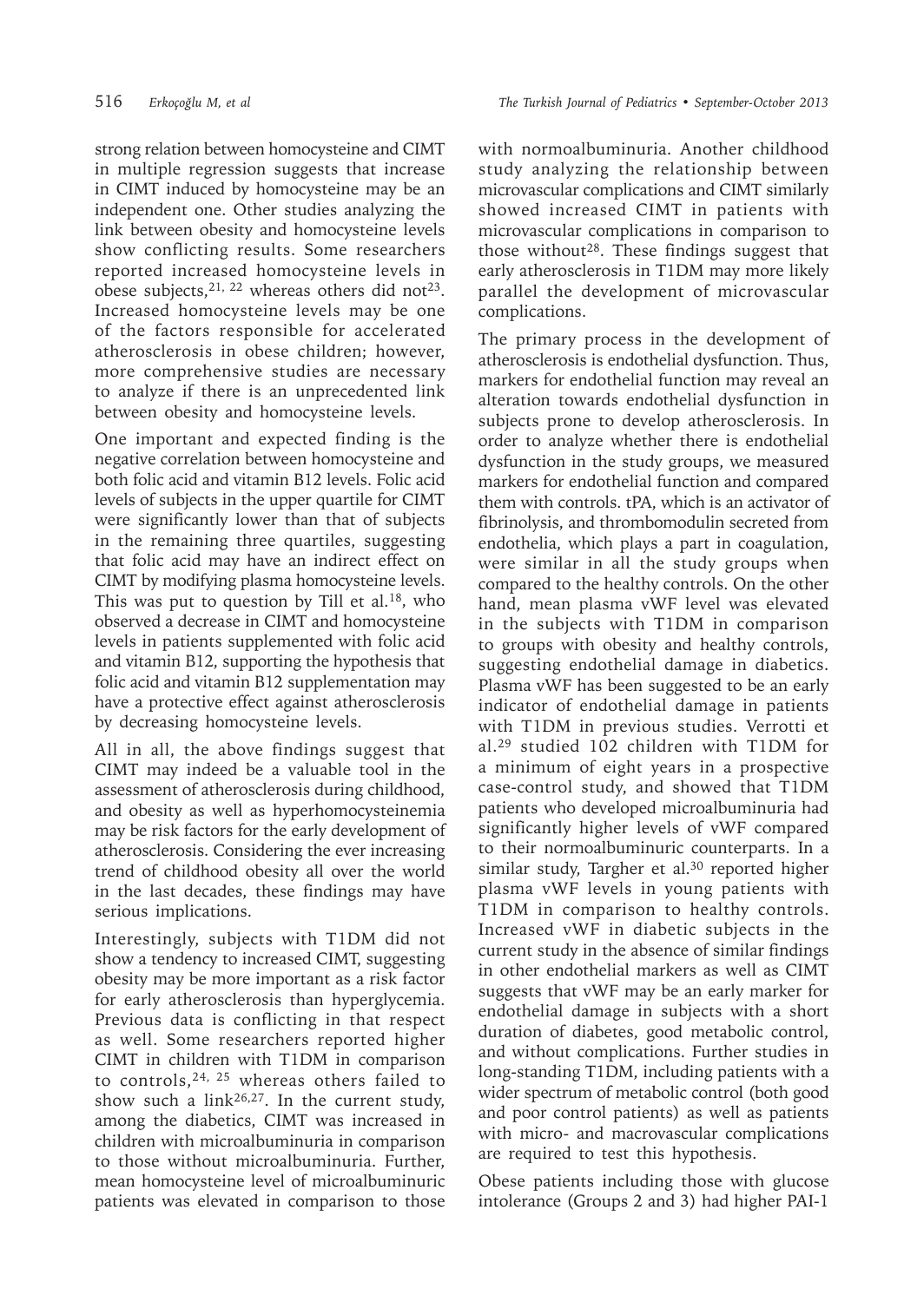strong relation between homocysteine and CIMT in multiple regression suggests that increase in CIMT induced by homocysteine may be an independent one. Other studies analyzing the link between obesity and homocysteine levels show conflicting results. Some researchers reported increased homocysteine levels in obese subjects,[21, 22] whereas others did not[23]. Increased homocysteine levels may be one of the factors responsible for accelerated atherosclerosis in obese children; however, more comprehensive studies are necessary to analyze if there is an unprecedented link between obesity and homocysteine levels.

One important and expected finding is the negative correlation between homocysteine and both folic acid and vitamin B12 levels. Folic acid levels of subjects in the upper quartile for CIMT were significantly lower than that of subjects in the remaining three quartiles, suggesting that folic acid may have an indirect effect on CIMT by modifying plasma homocysteine levels. This was put to question by Till et al.[18], who observed a decrease in CIMT and homocysteine levels in patients supplemented with folic acid and vitamin B12, supporting the hypothesis that folic acid and vitamin B12 supplementation may have a protective effect against atherosclerosis by decreasing homocysteine levels.

All in all, the above findings suggest that CIMT may indeed be a valuable tool in the assessment of atherosclerosis during childhood, and obesity as well as hyperhomocysteinemia may be risk factors for the early development of atherosclerosis. Considering the ever increasing trend of childhood obesity all over the world in the last decades, these findings may have serious implications.

Interestingly, subjects with T1DM did not show a tendency to increased CIMT, suggesting obesity may be more important as a risk factor for early atherosclerosis than hyperglycemia. Previous data is conflicting in that respect as well. Some researchers reported higher CIMT in children with T1DM in comparison to controls,[24, 25] whereas others failed to show such a link[26,27]. In the current study, among the diabetics, CIMT was increased in children with microalbuminuria in comparison to those without microalbuminuria. Further, mean homocysteine level of microalbuminuric patients was elevated in comparison to those with normoalbuminuria. Another childhood study analyzing the relationship between microvascular complications and CIMT similarly showed increased CIMT in patients with microvascular complications in comparison to those without[28]. These findings suggest that early atherosclerosis in T1DM may more likely parallel the development of microvascular complications.

The primary process in the development of atherosclerosis is endothelial dysfunction. Thus, markers for endothelial function may reveal an alteration towards endothelial dysfunction in subjects prone to develop atherosclerosis. In order to analyze whether there is endothelial dysfunction in the study groups, we measured markers for endothelial function and compared them with controls. tPA, which is an activator of fibrinolysis, and thrombomodulin secreted from endothelia, which plays a part in coagulation, were similar in all the study groups when compared to the healthy controls. On the other hand, mean plasma vWF level was elevated in the subjects with T1DM in comparison to groups with obesity and healthy controls, suggesting endothelial damage in diabetics. Plasma vWF has been suggested to be an early indicator of endothelial damage in patients with T1DM in previous studies. Verrotti et al.[29] studied 102 children with T1DM for a minimum of eight years in a prospective case-control study, and showed that T1DM patients who developed microalbuminuria had significantly higher levels of vWF compared to their normoalbuminuric counterparts. In a similar study, Targher et al.[30] reported higher plasma vWF levels in young patients with T1DM in comparison to healthy controls. Increased vWF in diabetic subjects in the current study in the absence of similar findings in other endothelial markers as well as CIMT suggests that vWF may be an early marker for endothelial damage in subjects with a short duration of diabetes, good metabolic control, and without complications. Further studies in long-standing T1DM, including patients with a wider spectrum of metabolic control (both good and poor control patients) as well as patients with micro- and macrovascular complications are required to test this hypothesis.

Obese patients including those with glucose intolerance (Groups 2 and 3) had higher PAI-1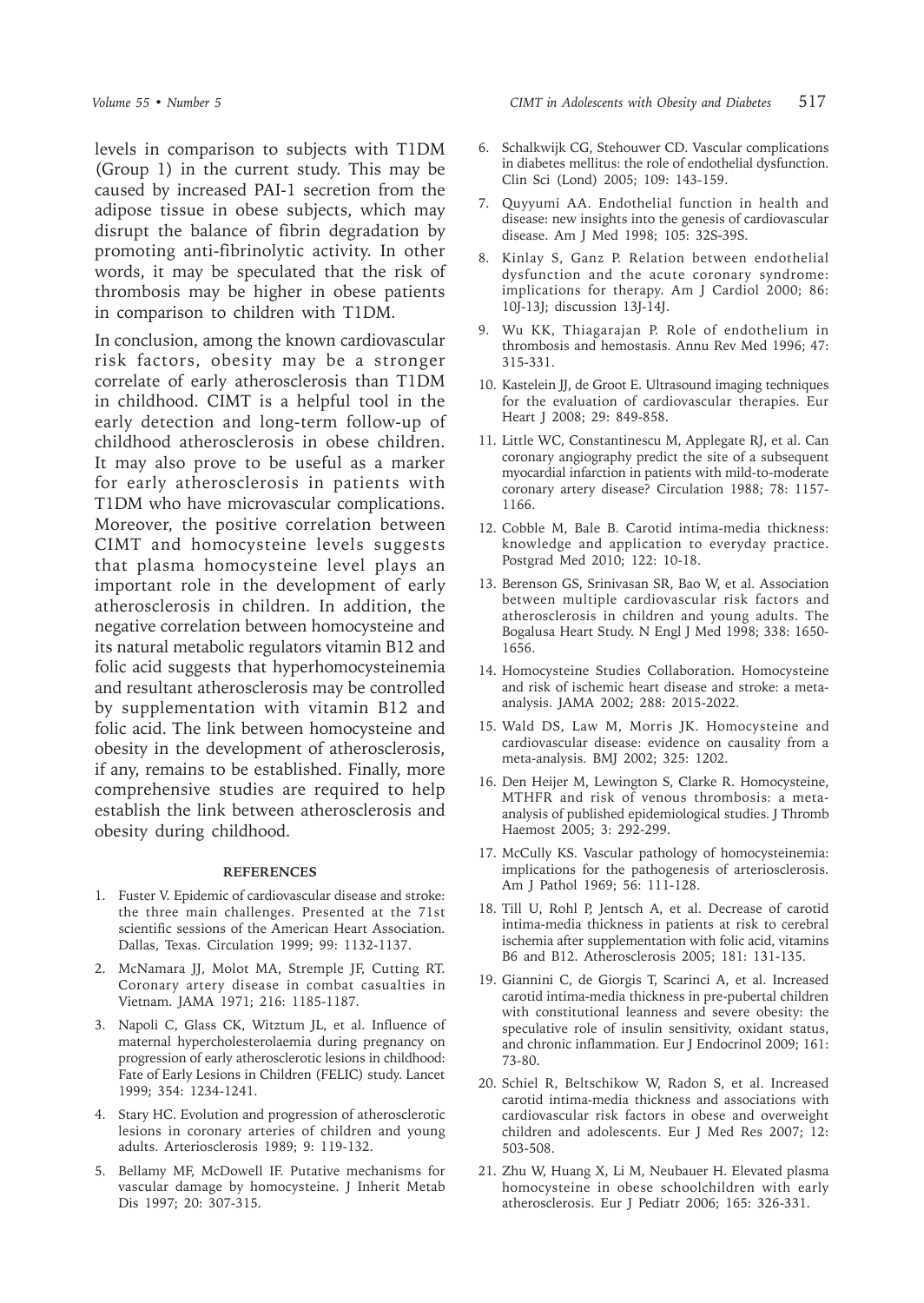levels in comparison to subjects with T1DM (Group 1) in the current study. This may be caused by increased PAI-1 secretion from the adipose tissue in obese subjects, which may disrupt the balance of fibrin degradation by promoting anti-fibrinolytic activity. In other words, it may be speculated that the risk of thrombosis may be higher in obese patients in comparison to children with T1DM.

In conclusion, among the known cardiovascular risk factors, obesity may be a stronger correlate of early atherosclerosis than T1DM in childhood. CIMT is a helpful tool in the early detection and long-term follow-up of childhood atherosclerosis in obese children. It may also prove to be useful as a marker for early atherosclerosis in patients with T1DM who have microvascular complications. Moreover, the positive correlation between CIMT and homocysteine levels suggests that plasma homocysteine level plays an important role in the development of early atherosclerosis in children. In addition, the negative correlation between homocysteine and its natural metabolic regulators vitamin B12 and folic acid suggests that hyperhomocysteinemia and resultant atherosclerosis may be controlled by supplementation with vitamin B12 and folic acid. The link between homocysteine and obesity in the development of atherosclerosis, if any, remains to be established. Finally, more comprehensive studies are required to help establish the link between atherosclerosis and obesity during childhood.

#### REFERENCES

1. Fuster V. Epidemic of cardiovascular disease and stroke: the three main challenges. Presented at the 71st scientific sessions of the American Heart Association. Dallas, Texas. Circulation 1999; 99: 1132-1137.
2. McNamara JJ, Molot MA, Stremple JF, Cutting RT. Coronary artery disease in combat casualties in Vietnam. JAMA 1971; 216: 1185-1187.
3. Napoli C, Glass CK, Witztum JL, et al. Influence of maternal hypercholesterolaemia during pregnancy on progression of early atherosclerotic lesions in childhood: Fate of Early Lesions in Children (FELIC) study. Lancet 1999; 354: 1234-1241.
4. Stary HC. Evolution and progression of atherosclerotic lesions in coronary arteries of children and young adults. Arteriosclerosis 1989; 9: 119-132.
5. Bellamy MF, McDowell IF. Putative mechanisms for vascular damage by homocysteine. J Inherit Metab Dis 1997; 20: 307-315.
6. Schalkwijk CG, Stehouwer CD. Vascular complications in diabetes mellitus: the role of endothelial dysfunction. Clin Sci (Lond) 2005; 109: 143-159.
7. Quyyumi AA. Endothelial function in health and disease: new insights into the genesis of cardiovascular disease. Am J Med 1998; 105: 32S-39S.
8. Kinlay S, Ganz P. Relation between endothelial dysfunction and the acute coronary syndrome: implications for therapy. Am J Cardiol 2000; 86: 10J-13J; discussion 13J-14J.
9. Wu KK, Thiagarajan P. Role of endothelium in thrombosis and hemostasis. Annu Rev Med 1996; 47: 315-331.
10. Kastelein JJ, de Groot E. Ultrasound imaging techniques for the evaluation of cardiovascular therapies. Eur Heart J 2008; 29: 849-858.
11. Little WC, Constantinescu M, Applegate RJ, et al. Can coronary angiography predict the site of a subsequent myocardial infarction in patients with mild-to-moderate coronary artery disease? Circulation 1988; 78: 1157-1166.
12. Cobble M, Bale B. Carotid intima-media thickness: knowledge and application to everyday practice. Postgrad Med 2010; 122: 10-18.
13. Berenson GS, Srinivasan SR, Bao W, et al. Association between multiple cardiovascular risk factors and atherosclerosis in children and young adults. The Bogalusa Heart Study. N Engl J Med 1998; 338: 1650-1656.
14. Homocysteine Studies Collaboration. Homocysteine and risk of ischemic heart disease and stroke: a meta-analysis. JAMA 2002; 288: 2015-2022.
15. Wald DS, Law M, Morris JK. Homocysteine and cardiovascular disease: evidence on causality from a meta-analysis. BMJ 2002; 325: 1202.
16. Den Heijer M, Lewington S, Clarke R. Homocysteine, MTHFR and risk of venous thrombosis: a meta-analysis of published epidemiological studies. J Thromb Haemost 2005; 3: 292-299.
17. McCully KS. Vascular pathology of homocysteinemia: implications for the pathogenesis of arteriosclerosis. Am J Pathol 1969; 56: 111-128.
18. Till U, Rohl P, Jentsch A, et al. Decrease of carotid intima-media thickness in patients at risk to cerebral ischemia after supplementation with folic acid, vitamins B6 and B12. Atherosclerosis 2005; 181: 131-135.
19. Giannini C, de Giorgis T, Scarinci A, et al. Increased carotid intima-media thickness in pre-pubertal children with constitutional leanness and severe obesity: the speculative role of insulin sensitivity, oxidant status, and chronic inflammation. Eur J Endocrinol 2009; 161: 73-80.
20. Schiel R, Beltschikow W, Radon S, et al. Increased carotid intima-media thickness and associations with cardiovascular risk factors in obese and overweight children and adolescents. Eur J Med Res 2007; 12: 503-508.
21. Zhu W, Huang X, Li M, Neubauer H. Elevated plasma homocysteine in obese schoolchildren with early atherosclerosis. Eur J Pediatr 2006; 165: 326-331.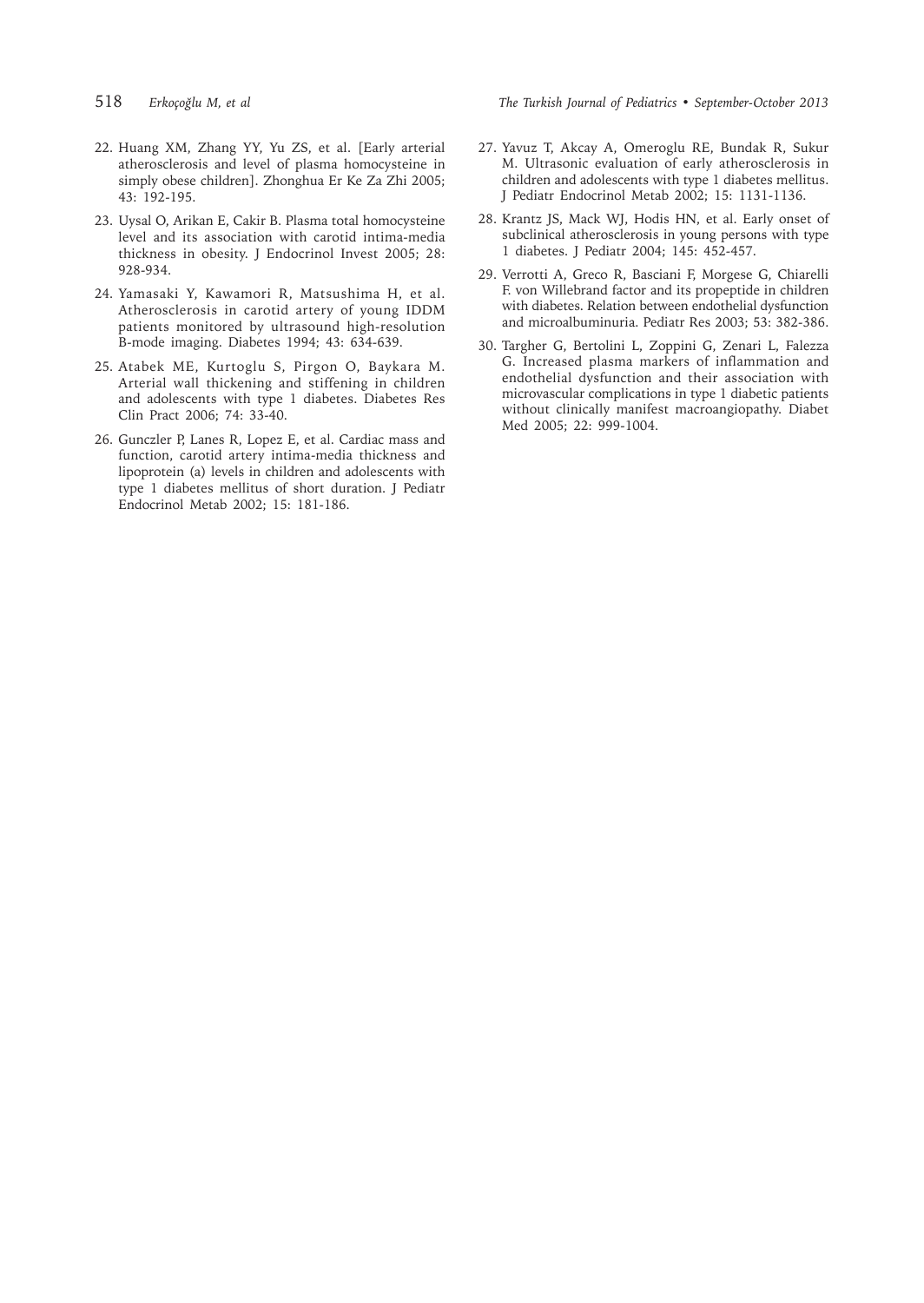22. Huang XM, Zhang YY, Yu ZS, et al. [Early arterial atherosclerosis and level of plasma homocysteine in simply obese children]. Zhonghua Er Ke Za Zhi 2005; 43: 192-195.
23. Uysal O, Arikan E, Cakir B. Plasma total homocysteine level and its association with carotid intima-media thickness in obesity. J Endocrinol Invest 2005; 28: 928-934.
24. Yamasaki Y, Kawamori R, Matsushima H, et al. Atherosclerosis in carotid artery of young IDDM patients monitored by ultrasound high-resolution B-mode imaging. Diabetes 1994; 43: 634-639.
25. Atabek ME, Kurtoglu S, Pirgon O, Baykara M. Arterial wall thickening and stiffening in children and adolescents with type 1 diabetes. Diabetes Res Clin Pract 2006; 74: 33-40.
26. Gunczler P, Lanes R, Lopez E, et al. Cardiac mass and function, carotid artery intima-media thickness and lipoprotein (a) levels in children and adolescents with type 1 diabetes mellitus of short duration. J Pediatr Endocrinol Metab 2002; 15: 181-186.
27. Yavuz T, Akcay A, Omeroglu RE, Bundak R, Sukur M. Ultrasonic evaluation of early atherosclerosis in children and adolescents with type 1 diabetes mellitus. J Pediatr Endocrinol Metab 2002; 15: 1131-1136.
28. Krantz JS, Mack WJ, Hodis HN, et al. Early onset of subclinical atherosclerosis in young persons with type 1 diabetes. J Pediatr 2004; 145: 452-457.
29. Verrotti A, Greco R, Basciani F, Morgese G, Chiarelli F. von Willebrand factor and its propeptide in children with diabetes. Relation between endothelial dysfunction and microalbuminuria. Pediatr Res 2003; 53: 382-386.
30. Targher G, Bertolini L, Zoppini G, Zenari L, Falezza G. Increased plasma markers of inflammation and endothelial dysfunction and their association with microvascular complications in type 1 diabetic patients without clinically manifest macroangiopathy. Diabet Med 2005; 22: 999-1004.